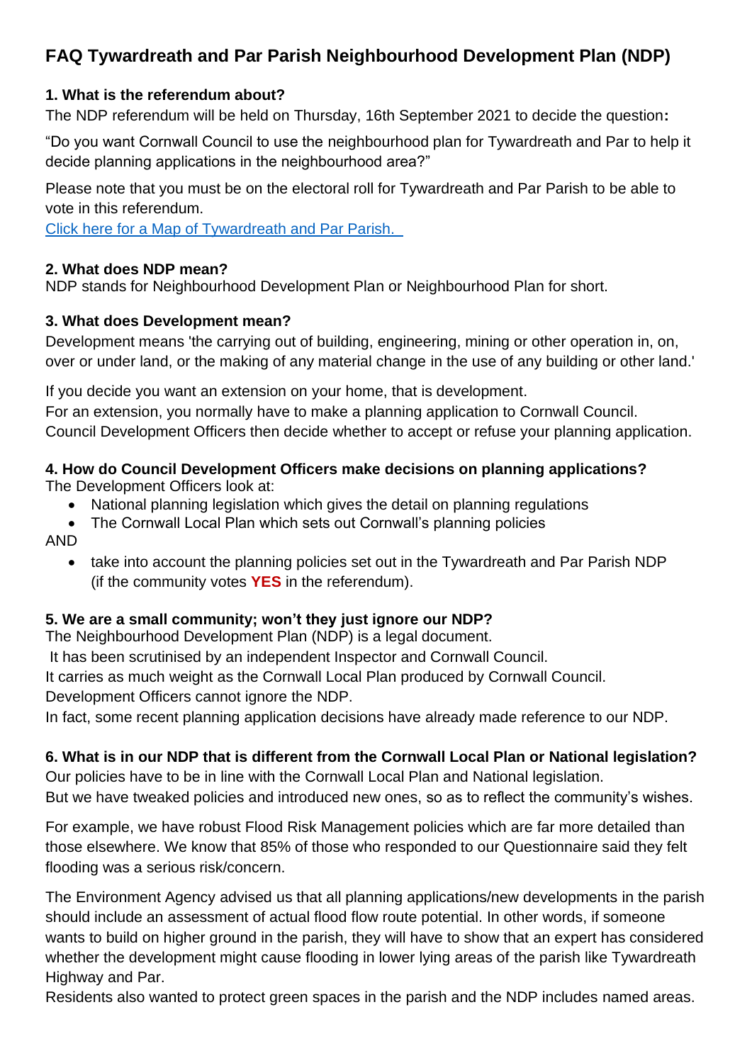# FAQ Tywardreath and Par Parish Neighbourhood Development Plan (NDP)

### 1. What is the referendum about?

The NDP referendum will be held on Thursday, 16th September 2021 to decide the question**:**

"Do you want Cornwall Council to use the neighbourhood plan for Tywardreath and Par to help it decide planning applications in the neighbourhood area?"

Please note that you must be on the electoral roll for Tywardreath and Par Parish to be able to vote in this referendum.

[Click here for a Map of Tywardreath and Par Parish.]

### 2. What does NDP mean?

NDP stands for Neighbourhood Development Plan or Neighbourhood Plan for short.

### 3. What does Development mean?

Development means 'the carrying out of building, engineering, mining or other operation in, on, over or under land, or the making of any material change in the use of any building or other land.'

If you decide you want an extension on your home, that is development.
For an extension, you normally have to make a planning application to Cornwall Council.
Council Development Officers then decide whether to accept or refuse your planning application.

### 4. How do Council Development Officers make decisions on planning applications?

The Development Officers look at:

- National planning legislation which gives the detail on planning regulations
- The Cornwall Local Plan which sets out Cornwall's planning policies

AND

- take into account the planning policies set out in the Tywardreath and Par Parish NDP (if the community votes **YES** in the referendum).

### 5. We are a small community; won't they just ignore our NDP?

The Neighbourhood Development Plan (NDP) is a legal document.
It has been scrutinised by an independent Inspector and Cornwall Council.
It carries as much weight as the Cornwall Local Plan produced by Cornwall Council.
Development Officers cannot ignore the NDP.
In fact, some recent planning application decisions have already made reference to our NDP.

### 6. What is in our NDP that is different from the Cornwall Local Plan or National legislation?

Our policies have to be in line with the Cornwall Local Plan and National legislation.
But we have tweaked policies and introduced new ones, so as to reflect the community's wishes.

For example, we have robust Flood Risk Management policies which are far more detailed than those elsewhere. We know that 85% of those who responded to our Questionnaire said they felt flooding was a serious risk/concern.

The Environment Agency advised us that all planning applications/new developments in the parish should include an assessment of actual flood flow route potential. In other words, if someone wants to build on higher ground in the parish, they will have to show that an expert has considered whether the development might cause flooding in lower lying areas of the parish like Tywardreath Highway and Par.
Residents also wanted to protect green spaces in the parish and the NDP includes named areas.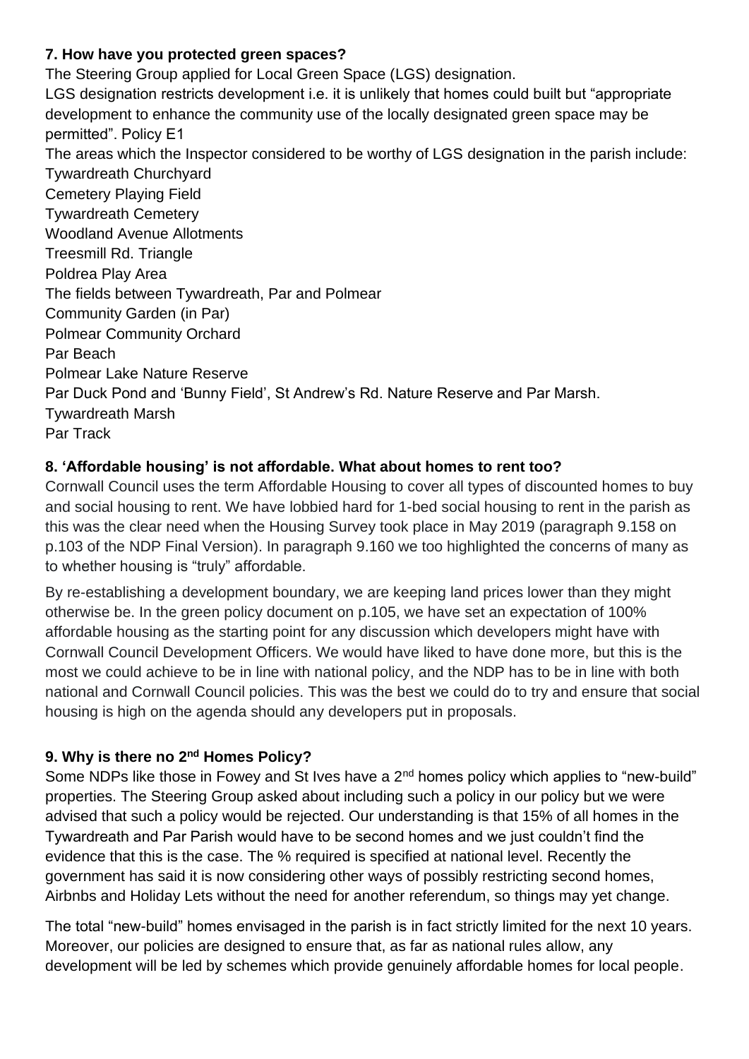### 7. How have you protected green spaces?

The Steering Group applied for Local Green Space (LGS) designation.

LGS designation restricts development i.e. it is unlikely that homes could built but "appropriate development to enhance the community use of the locally designated green space may be permitted". Policy E1

The areas which the Inspector considered to be worthy of LGS designation in the parish include:

Tywardreath Churchyard
Cemetery Playing Field
Tywardreath Cemetery
Woodland Avenue Allotments
Treesmill Rd. Triangle
Poldrea Play Area
The fields between Tywardreath, Par and Polmear
Community Garden (in Par)
Polmear Community Orchard
Par Beach
Polmear Lake Nature Reserve
Par Duck Pond and 'Bunny Field', St Andrew's Rd. Nature Reserve and Par Marsh.
Tywardreath Marsh
Par Track

### 8. 'Affordable housing' is not affordable. What about homes to rent too?

Cornwall Council uses the term Affordable Housing to cover all types of discounted homes to buy and social housing to rent. We have lobbied hard for 1-bed social housing to rent in the parish as this was the clear need when the Housing Survey took place in May 2019 (paragraph 9.158 on p.103 of the NDP Final Version). In paragraph 9.160 we too highlighted the concerns of many as to whether housing is "truly" affordable.

By re-establishing a development boundary, we are keeping land prices lower than they might otherwise be. In the green policy document on p.105, we have set an expectation of 100% affordable housing as the starting point for any discussion which developers might have with Cornwall Council Development Officers. We would have liked to have done more, but this is the most we could achieve to be in line with national policy, and the NDP has to be in line with both national and Cornwall Council policies. This was the best we could do to try and ensure that social housing is high on the agenda should any developers put in proposals.

### 9. Why is there no 2nd Homes Policy?

Some NDPs like those in Fowey and St Ives have a 2nd homes policy which applies to "new-build" properties. The Steering Group asked about including such a policy in our policy but we were advised that such a policy would be rejected. Our understanding is that 15% of all homes in the Tywardreath and Par Parish would have to be second homes and we just couldn't find the evidence that this is the case. The % required is specified at national level. Recently the government has said it is now considering other ways of possibly restricting second homes, Airbnbs and Holiday Lets without the need for another referendum, so things may yet change.

The total "new-build" homes envisaged in the parish is in fact strictly limited for the next 10 years. Moreover, our policies are designed to ensure that, as far as national rules allow, any development will be led by schemes which provide genuinely affordable homes for local people.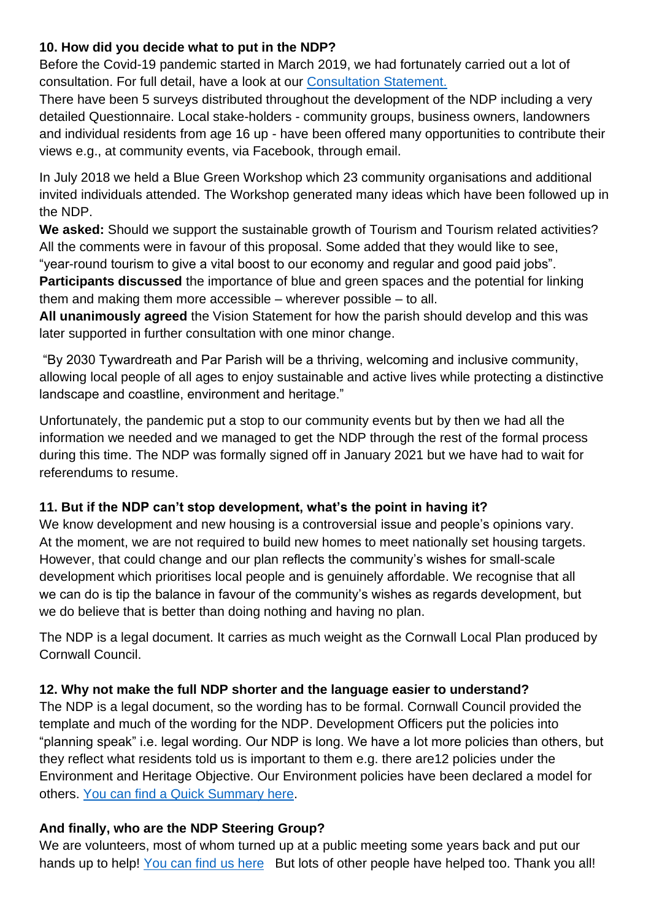**10. How did you decide what to put in the NDP?**

Before the Covid-19 pandemic started in March 2019, we had fortunately carried out a lot of consultation. For full detail, have a look at our [Consultation Statement.]

There have been 5 surveys distributed throughout the development of the NDP including a very detailed Questionnaire. Local stake-holders - community groups, business owners, landowners and individual residents from age 16 up - have been offered many opportunities to contribute their views e.g., at community events, via Facebook, through email.

In July 2018 we held a Blue Green Workshop which 23 community organisations and additional invited individuals attended. The Workshop generated many ideas which have been followed up in the NDP.

**We asked:** Should we support the sustainable growth of Tourism and Tourism related activities? All the comments were in favour of this proposal. Some added that they would like to see, "year-round tourism to give a vital boost to our economy and regular and good paid jobs".

**Participants discussed** the importance of blue and green spaces and the potential for linking them and making them more accessible – wherever possible – to all.

**All unanimously agreed** the Vision Statement for how the parish should develop and this was later supported in further consultation with one minor change.

"By 2030 Tywardreath and Par Parish will be a thriving, welcoming and inclusive community, allowing local people of all ages to enjoy sustainable and active lives while protecting a distinctive landscape and coastline, environment and heritage."

Unfortunately, the pandemic put a stop to our community events but by then we had all the information we needed and we managed to get the NDP through the rest of the formal process during this time. The NDP was formally signed off in January 2021 but we have had to wait for referendums to resume.

**11. But if the NDP can't stop development, what's the point in having it?**

We know development and new housing is a controversial issue and people's opinions vary. At the moment, we are not required to build new homes to meet nationally set housing targets. However, that could change and our plan reflects the community's wishes for small-scale development which prioritises local people and is genuinely affordable. We recognise that all we can do is tip the balance in favour of the community's wishes as regards development, but we do believe that is better than doing nothing and having no plan.

The NDP is a legal document. It carries as much weight as the Cornwall Local Plan produced by Cornwall Council.

**12. Why not make the full NDP shorter and the language easier to understand?**

The NDP is a legal document, so the wording has to be formal. Cornwall Council provided the template and much of the wording for the NDP. Development Officers put the policies into "planning speak" i.e. legal wording. Our NDP is long. We have a lot more policies than others, but they reflect what residents told us is important to them e.g. there are12 policies under the Environment and Heritage Objective. Our Environment policies have been declared a model for others. [You can find a Quick Summary here].

**And finally, who are the NDP Steering Group?**

We are volunteers, most of whom turned up at a public meeting some years back and put our hands up to help! [You can find us here] But lots of other people have helped too. Thank you all!